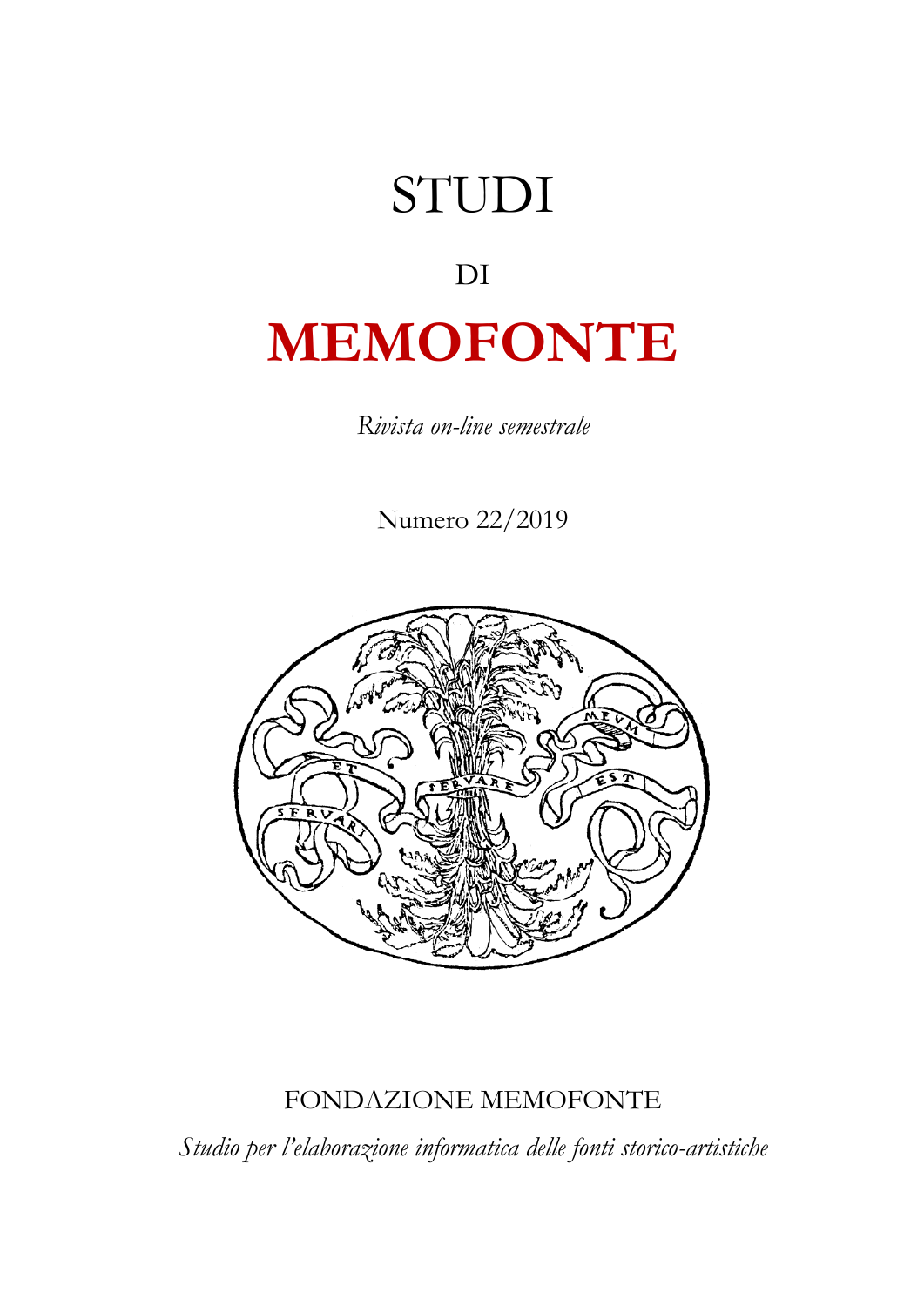# STUDI

DI

# MEMOFONTE

*Rivista on-line semestrale*

Numero 22/2019

FONDAZIONE MEMOFONTE

*Studio per l'elaborazione informatica delle fonti storico-artistiche*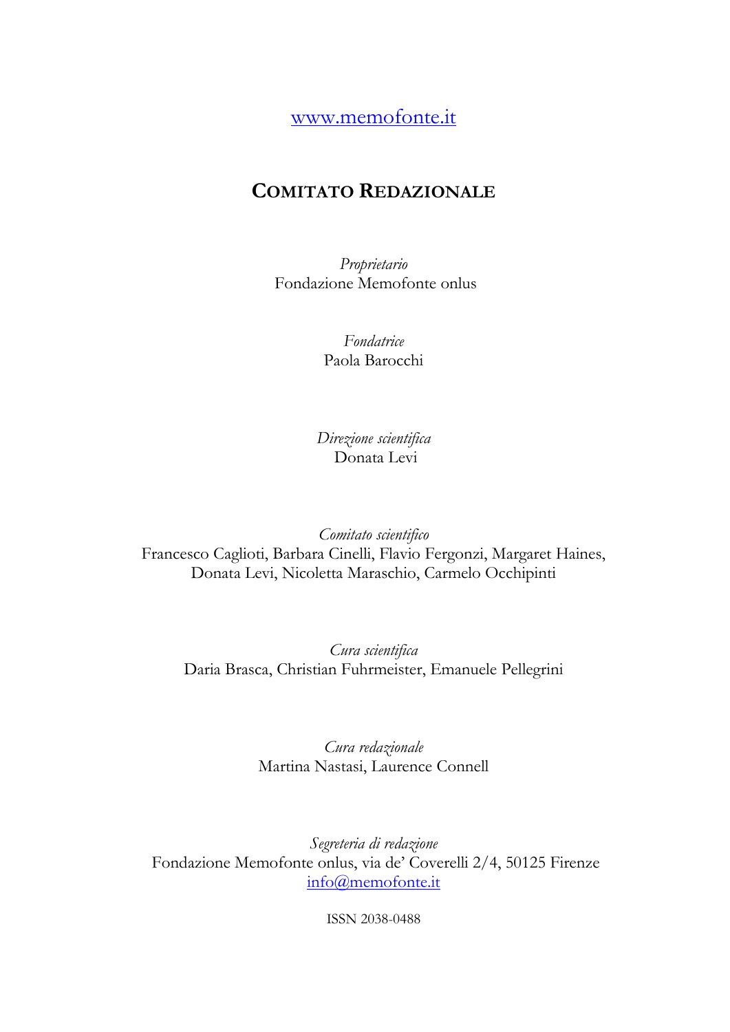www.memofonte.it

## COMITATO REDAZIONALE

*Proprietario*
Fondazione Memofonte onlus

*Fondatrice*
Paola Barocchi

*Direzione scientifica*
Donata Levi

*Comitato scientifico*
Francesco Caglioti, Barbara Cinelli, Flavio Fergonzi, Margaret Haines, Donata Levi, Nicoletta Maraschio, Carmelo Occhipinti

*Cura scientifica*
Daria Brasca, Christian Fuhrmeister, Emanuele Pellegrini

*Cura redazionale*
Martina Nastasi, Laurence Connell

*Segreteria di redazione*
Fondazione Memofonte onlus, via de' Coverelli 2/4, 50125 Firenze
info@memofonte.it

ISSN 2038-0488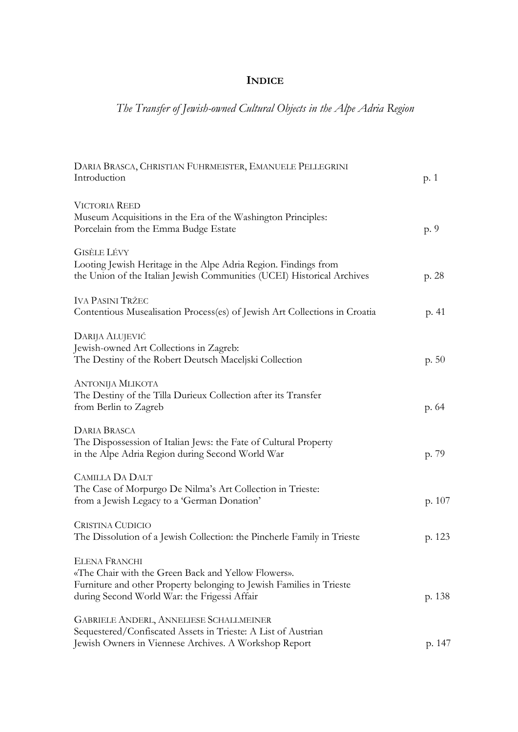# **INDICE**

*The Transfer of Jewish-owned Cultural Objects in the Alpe Adria Region*

DARIA BRASCA, CHRISTIAN FUHRMEISTER, EMANUELE PELLEGRINI
Introduction p. 1

VICTORIA REED
Museum Acquisitions in the Era of the Washington Principles:
Porcelain from the Emma Budge Estate p. 9

GISÈLE LÉVY
Looting Jewish Heritage in the Alpe Adria Region. Findings from the Union of the Italian Jewish Communities (UCEI) Historical Archives p. 28

IVA PASINI TRŽEC
Contentious Musealisation Process(es) of Jewish Art Collections in Croatia p. 41

DARIJA ALUJEVIĆ
Jewish-owned Art Collections in Zagreb:
The Destiny of the Robert Deutsch Maceljski Collection p. 50

ANTONIJA MLIKOTA
The Destiny of the Tilla Durieux Collection after its Transfer from Berlin to Zagreb p. 64

DARIA BRASCA
The Dispossession of Italian Jews: the Fate of Cultural Property in the Alpe Adria Region during Second World War p. 79

CAMILLA DA DALT
The Case of Morpurgo De Nilma's Art Collection in Trieste:
from a Jewish Legacy to a 'German Donation' p. 107

CRISTINA CUDICIO
The Dissolution of a Jewish Collection: the Pincherle Family in Trieste p. 123

ELENA FRANCHI
«The Chair with the Green Back and Yellow Flowers».
Furniture and other Property belonging to Jewish Families in Trieste during Second World War: the Frigessi Affair p. 138

GABRIELE ANDERL, ANNELIESE SCHALLMEINER
Sequestered/Confiscated Assets in Trieste: A List of Austrian Jewish Owners in Viennese Archives. A Workshop Report p. 147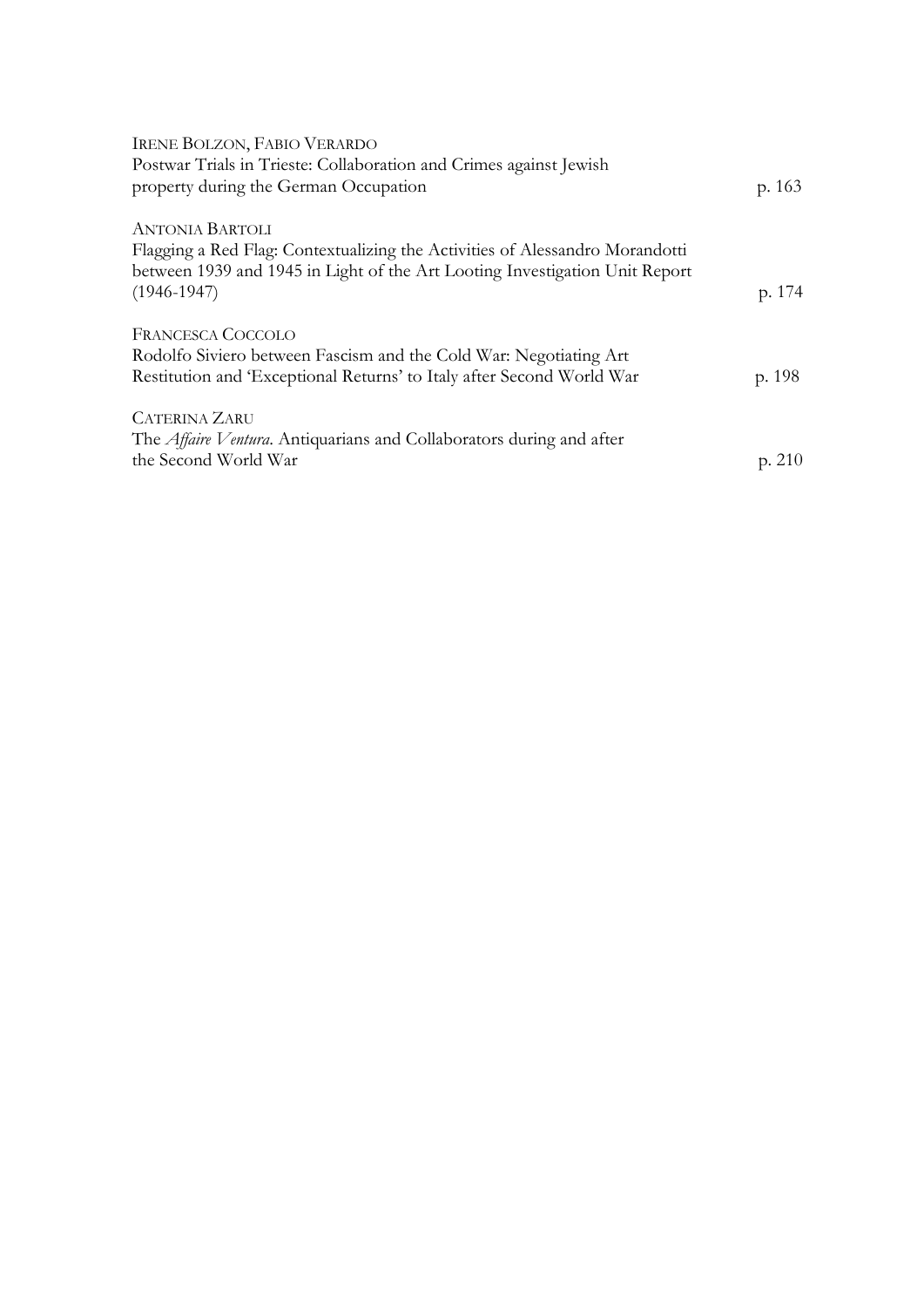IRENE BOLZON, FABIO VERARDO
Postwar Trials in Trieste: Collaboration and Crimes against Jewish property during the German Occupation p. 163

ANTONIA BARTOLI
Flagging a Red Flag: Contextualizing the Activities of Alessandro Morandotti between 1939 and 1945 in Light of the Art Looting Investigation Unit Report (1946-1947) p. 174

FRANCESCA COCCOLO
Rodolfo Siviero between Fascism and the Cold War: Negotiating Art Restitution and 'Exceptional Returns' to Italy after Second World War p. 198

CATERINA ZARU
The *Affaire Ventura*. Antiquarians and Collaborators during and after the Second World War p. 210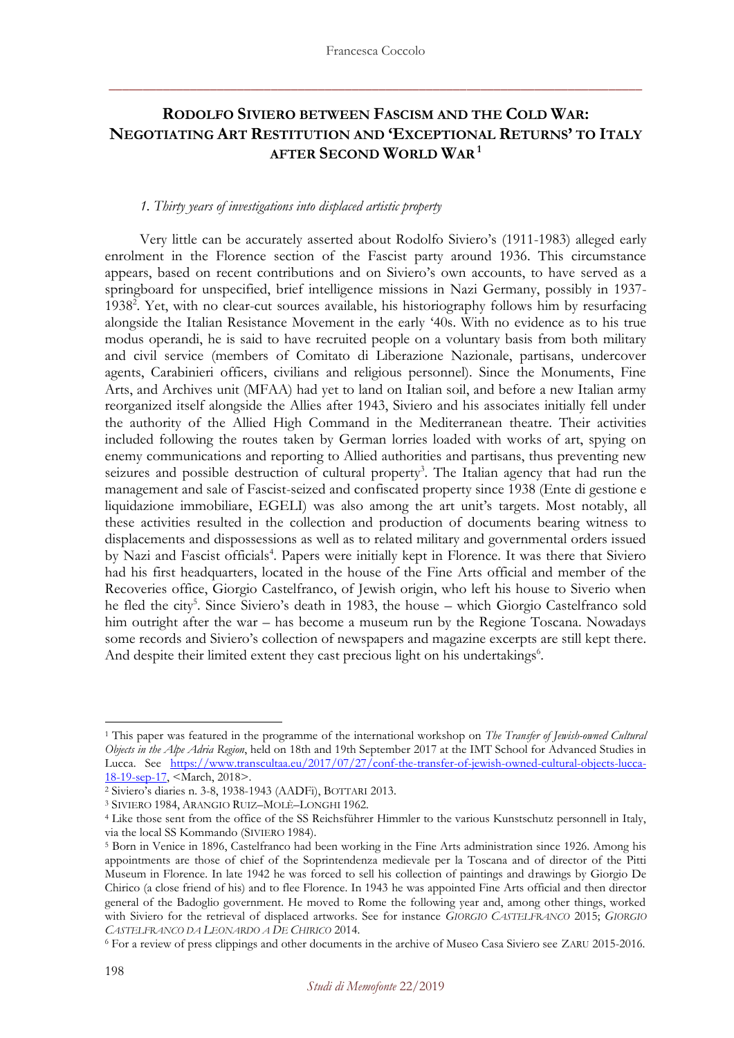# RODOLFO SIVIERO BETWEEN FASCISM AND THE COLD WAR: NEGOTIATING ART RESTITUTION AND 'EXCEPTIONAL RETURNS' TO ITALY AFTER SECOND WORLD WAR[1]

### *1. Thirty years of investigations into displaced artistic property*

Very little can be accurately asserted about Rodolfo Siviero's (1911-1983) alleged early enrolment in the Florence section of the Fascist party around 1936. This circumstance appears, based on recent contributions and on Siviero's own accounts, to have served as a springboard for unspecified, brief intelligence missions in Nazi Germany, possibly in 1937-1938[2]. Yet, with no clear-cut sources available, his historiography follows him by resurfacing alongside the Italian Resistance Movement in the early '40s. With no evidence as to his true modus operandi, he is said to have recruited people on a voluntary basis from both military and civil service (members of Comitato di Liberazione Nazionale, partisans, undercover agents, Carabinieri officers, civilians and religious personnel). Since the Monuments, Fine Arts, and Archives unit (MFAA) had yet to land on Italian soil, and before a new Italian army reorganized itself alongside the Allies after 1943, Siviero and his associates initially fell under the authority of the Allied High Command in the Mediterranean theatre. Their activities included following the routes taken by German lorries loaded with works of art, spying on enemy communications and reporting to Allied authorities and partisans, thus preventing new seizures and possible destruction of cultural property[3]. The Italian agency that had run the management and sale of Fascist-seized and confiscated property since 1938 (Ente di gestione e liquidazione immobiliare, EGELI) was also among the art unit's targets. Most notably, all these activities resulted in the collection and production of documents bearing witness to displacements and dispossessions as well as to related military and governmental orders issued by Nazi and Fascist officials[4]. Papers were initially kept in Florence. It was there that Siviero had his first headquarters, located in the house of the Fine Arts official and member of the Recoveries office, Giorgio Castelfranco, of Jewish origin, who left his house to Siverio when he fled the city[5]. Since Siviero's death in 1983, the house – which Giorgio Castelfranco sold him outright after the war – has become a museum run by the Regione Toscana. Nowadays some records and Siviero's collection of newspapers and magazine excerpts are still kept there. And despite their limited extent they cast precious light on his undertakings[6].

---

[1] This paper was featured in the programme of the international workshop on *The Transfer of Jewish-owned Cultural Objects in the Alpe Adria Region*, held on 18th and 19th September 2017 at the IMT School for Advanced Studies in Lucca. See https://www.transcultaa.eu/2017/07/27/conf-the-transfer-of-jewish-owned-cultural-objects-lucca-18-19-sep-17, <March, 2018>.

[2] Siviero's diaries n. 3-8, 1938-1943 (AADFi), BOTTARI 2013.

[3] SIVIERO 1984, ARANGIO RUIZ–MOLÈ–LONGHI 1962.

[4] Like those sent from the office of the SS Reichsführer Himmler to the various Kunstschutz personnell in Italy, via the local SS Kommando (SIVIERO 1984).

[5] Born in Venice in 1896, Castelfranco had been working in the Fine Arts administration since 1926. Among his appointments are those of chief of the Soprintendenza medievale per la Toscana and of director of the Pitti Museum in Florence. In late 1942 he was forced to sell his collection of paintings and drawings by Giorgio De Chirico (a close friend of his) and to flee Florence. In 1943 he was appointed Fine Arts official and then director general of the Badoglio government. He moved to Rome the following year and, among other things, worked with Siviero for the retrieval of displaced artworks. See for instance *GIORGIO CASTELFRANCO* 2015; *GIORGIO CASTELFRANCO DA LEONARDO A DE CHIRICO* 2014.

[6] For a review of press clippings and other documents in the archive of Museo Casa Siviero see ZARU 2015-2016.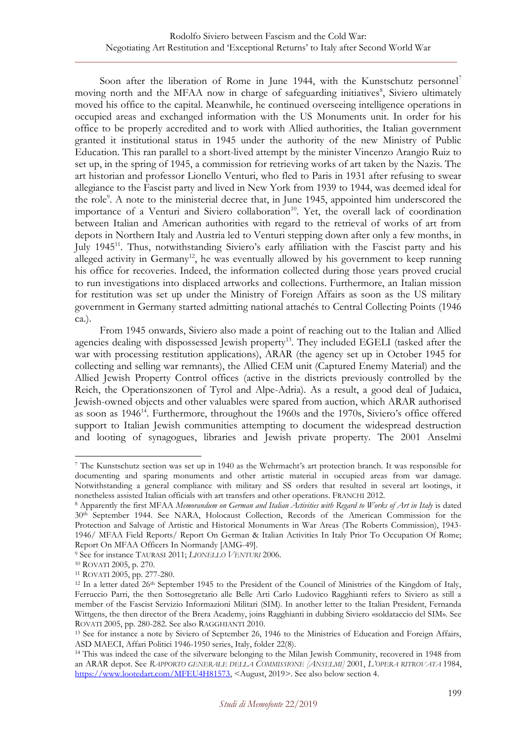Soon after the liberation of Rome in June 1944, with the Kunstschutz personnel[7] moving north and the MFAA now in charge of safeguarding initiatives[8], Siviero ultimately moved his office to the capital. Meanwhile, he continued overseeing intelligence operations in occupied areas and exchanged information with the US Monuments unit. In order for his office to be properly accredited and to work with Allied authorities, the Italian government granted it institutional status in 1945 under the authority of the new Ministry of Public Education. This ran parallel to a short-lived attempt by the minister Vincenzo Arangio Ruiz to set up, in the spring of 1945, a commission for retrieving works of art taken by the Nazis. The art historian and professor Lionello Venturi, who fled to Paris in 1931 after refusing to swear allegiance to the Fascist party and lived in New York from 1939 to 1944, was deemed ideal for the role[9]. A note to the ministerial decree that, in June 1945, appointed him underscored the importance of a Venturi and Siviero collaboration[10]. Yet, the overall lack of coordination between Italian and American authorities with regard to the retrieval of works of art from depots in Northern Italy and Austria led to Venturi stepping down after only a few months, in July 1945[11]. Thus, notwithstanding Siviero's early affiliation with the Fascist party and his alleged activity in Germany[12], he was eventually allowed by his government to keep running his office for recoveries. Indeed, the information collected during those years proved crucial to run investigations into displaced artworks and collections. Furthermore, an Italian mission for restitution was set up under the Ministry of Foreign Affairs as soon as the US military government in Germany started admitting national attachés to Central Collecting Points (1946 ca.).

From 1945 onwards, Siviero also made a point of reaching out to the Italian and Allied agencies dealing with dispossessed Jewish property[13]. They included EGELI (tasked after the war with processing restitution applications), ARAR (the agency set up in October 1945 for collecting and selling war remnants), the Allied CEM unit (Captured Enemy Material) and the Allied Jewish Property Control offices (active in the districts previously controlled by the Reich, the Operationszonen of Tyrol and Alpe-Adria). As a result, a good deal of Judaica, Jewish-owned objects and other valuables were spared from auction, which ARAR authorised as soon as 1946[14]. Furthermore, throughout the 1960s and the 1970s, Siviero's office offered support to Italian Jewish communities attempting to document the widespread destruction and looting of synagogues, libraries and Jewish private property. The 2001 Anselmi

---

[7] The Kunstschutz section was set up in 1940 as the Wehrmacht's art protection branch. It was responsible for documenting and sparing monuments and other artistic material in occupied areas from war damage. Notwithstanding a general compliance with military and SS orders that resulted in several art lootings, it nonetheless assisted Italian officials with art transfers and other operations. FRANCHI 2012.

[8] Apparently the first MFAA *Memorandum on German and Italian Activities with Regard to Works of Art in Italy* is dated 30th September 1944. See NARA, Holocaust Collection, Records of the American Commission for the Protection and Salvage of Artistic and Historical Monuments in War Areas (The Roberts Commission), 1943-1946/ MFAA Field Reports/ Report On German & Italian Activities In Italy Prior To Occupation Of Rome; Report On MFAA Officers In Normandy [AMG-49].

[9] See for instance TAURASI 2011; *LIONELLO VENTURI* 2006.

[10] ROVATI 2005, p. 270.

[11] ROVATI 2005, pp. 277-280.

[12] In a letter dated 26th September 1945 to the President of the Council of Ministries of the Kingdom of Italy, Ferruccio Parri, the then Sottosegretario alle Belle Arti Carlo Ludovico Ragghianti refers to Siviero as still a member of the Fascist Servizio Informazioni Militari (SIM). In another letter to the Italian President, Fernanda Wittgens, the then director of the Brera Academy, joins Ragghianti in dubbing Siviero «soldataccio del SIM». See ROVATI 2005, pp. 280-282. See also RAGGHIANTI 2010.

[13] See for instance a note by Siviero of September 26, 1946 to the Ministries of Education and Foreign Affairs, ASD MAECI, Affari Politici 1946-1950 series, Italy, folder 22(8).

[14] This was indeed the case of the silverware belonging to the Milan Jewish Community, recovered in 1948 from an ARAR depot. See *RAPPORTO GENERALE DELLA COMMISSIONE [ANSELMI]* 2001, *L'OPERA RITROVATA* 1984, https://www.lootedart.com/MFEU4H81573, <August, 2019>. See also below section 4.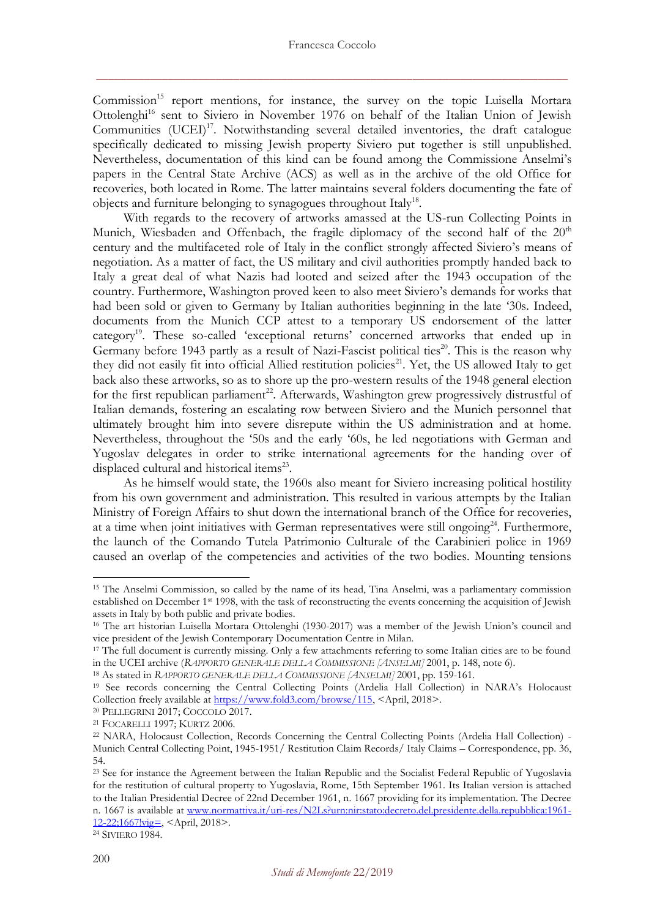Commission[15] report mentions, for instance, the survey on the topic Luisella Mortara Ottolenghi[16] sent to Siviero in November 1976 on behalf of the Italian Union of Jewish Communities (UCEI)[17]. Notwithstanding several detailed inventories, the draft catalogue specifically dedicated to missing Jewish property Siviero put together is still unpublished. Nevertheless, documentation of this kind can be found among the Commissione Anselmi's papers in the Central State Archive (ACS) as well as in the archive of the old Office for recoveries, both located in Rome. The latter maintains several folders documenting the fate of objects and furniture belonging to synagogues throughout Italy[18].

With regards to the recovery of artworks amassed at the US-run Collecting Points in Munich, Wiesbaden and Offenbach, the fragile diplomacy of the second half of the 20th century and the multifaceted role of Italy in the conflict strongly affected Siviero's means of negotiation. As a matter of fact, the US military and civil authorities promptly handed back to Italy a great deal of what Nazis had looted and seized after the 1943 occupation of the country. Furthermore, Washington proved keen to also meet Siviero's demands for works that had been sold or given to Germany by Italian authorities beginning in the late '30s. Indeed, documents from the Munich CCP attest to a temporary US endorsement of the latter category[19]. These so-called 'exceptional returns' concerned artworks that ended up in Germany before 1943 partly as a result of Nazi-Fascist political ties[20]. This is the reason why they did not easily fit into official Allied restitution policies[21]. Yet, the US allowed Italy to get back also these artworks, so as to shore up the pro-western results of the 1948 general election for the first republican parliament[22]. Afterwards, Washington grew progressively distrustful of Italian demands, fostering an escalating row between Siviero and the Munich personnel that ultimately brought him into severe disrepute within the US administration and at home. Nevertheless, throughout the '50s and the early '60s, he led negotiations with German and Yugoslav delegates in order to strike international agreements for the handing over of displaced cultural and historical items[23].

As he himself would state, the 1960s also meant for Siviero increasing political hostility from his own government and administration. This resulted in various attempts by the Italian Ministry of Foreign Affairs to shut down the international branch of the Office for recoveries, at a time when joint initiatives with German representatives were still ongoing[24]. Furthermore, the launch of the Comando Tutela Patrimonio Culturale of the Carabinieri police in 1969 caused an overlap of the competencies and activities of the two bodies. Mounting tensions

---

[15] The Anselmi Commission, so called by the name of its head, Tina Anselmi, was a parliamentary commission established on December 1st 1998, with the task of reconstructing the events concerning the acquisition of Jewish assets in Italy by both public and private bodies.

[16] The art historian Luisella Mortara Ottolenghi (1930-2017) was a member of the Jewish Union's council and vice president of the Jewish Contemporary Documentation Centre in Milan.

[17] The full document is currently missing. Only a few attachments referring to some Italian cities are to be found in the UCEI archive (*RAPPORTO GENERALE DELLA COMMISSIONE [ANSELMI]* 2001, p. 148, note 6).

[18] As stated in *RAPPORTO GENERALE DELLA COMMISSIONE [ANSELMI]* 2001, pp. 159-161.

[19] See records concerning the Central Collecting Points (Ardelia Hall Collection) in NARA's Holocaust Collection freely available at https://www.fold3.com/browse/115, <April, 2018>.

[20] PELLEGRINI 2017; COCCOLO 2017.

[21] FOCARELLI 1997; KURTZ 2006.

[22] NARA, Holocaust Collection, Records Concerning the Central Collecting Points (Ardelia Hall Collection) - Munich Central Collecting Point, 1945-1951/ Restitution Claim Records/ Italy Claims – Correspondence, pp. 36, 54.

[23] See for instance the Agreement between the Italian Republic and the Socialist Federal Republic of Yugoslavia for the restitution of cultural property to Yugoslavia, Rome, 15th September 1961. Its Italian version is attached to the Italian Presidential Decree of 22nd December 1961, n. 1667 providing for its implementation. The Decree n. 1667 is available at www.normattiva.it/uri-res/N2Ls?urn:nir:stato:decreto.del.presidente.della.repubblica:1961-12-22;1667!vig=, <April, 2018>.

[24] SIVIERO 1984.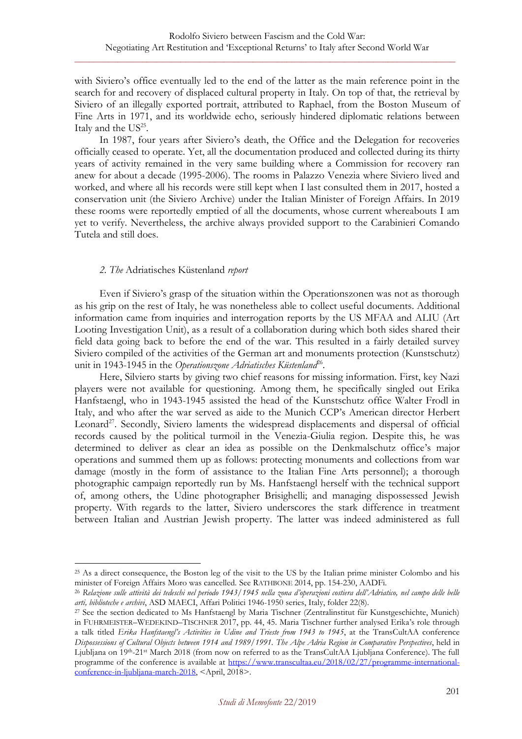with Siviero's office eventually led to the end of the latter as the main reference point in the search for and recovery of displaced cultural property in Italy. On top of that, the retrieval by Siviero of an illegally exported portrait, attributed to Raphael, from the Boston Museum of Fine Arts in 1971, and its worldwide echo, seriously hindered diplomatic relations between Italy and the US[25].

In 1987, four years after Siviero's death, the Office and the Delegation for recoveries officially ceased to operate. Yet, all the documentation produced and collected during its thirty years of activity remained in the very same building where a Commission for recovery ran anew for about a decade (1995-2006). The rooms in Palazzo Venezia where Siviero lived and worked, and where all his records were still kept when I last consulted them in 2017, hosted a conservation unit (the Siviero Archive) under the Italian Minister of Foreign Affairs. In 2019 these rooms were reportedly emptied of all the documents, whose current whereabouts I am yet to verify. Nevertheless, the archive always provided support to the Carabinieri Comando Tutela and still does.

## *2. The* Adriatisches Küstenland *report*

Even if Siviero's grasp of the situation within the Operationszonen was not as thorough as his grip on the rest of Italy, he was nonetheless able to collect useful documents. Additional information came from inquiries and interrogation reports by the US MFAA and ALIU (Art Looting Investigation Unit), as a result of a collaboration during which both sides shared their field data going back to before the end of the war. This resulted in a fairly detailed survey Siviero compiled of the activities of the German art and monuments protection (Kunstschutz) unit in 1943-1945 in the *Operationszone Adriatisches Küstenland*[26].

Here, Silviero starts by giving two chief reasons for missing information. First, key Nazi players were not available for questioning. Among them, he specifically singled out Erika Hanfstaengl, who in 1943-1945 assisted the head of the Kunstschutz office Walter Frodl in Italy, and who after the war served as aide to the Munich CCP's American director Herbert Leonard[27]. Secondly, Siviero laments the widespread displacements and dispersal of official records caused by the political turmoil in the Venezia-Giulia region. Despite this, he was determined to deliver as clear an idea as possible on the Denkmalschutz office's major operations and summed them up as follows: protecting monuments and collections from war damage (mostly in the form of assistance to the Italian Fine Arts personnel); a thorough photographic campaign reportedly run by Ms. Hanfstaengl herself with the technical support of, among others, the Udine photographer Brisighelli; and managing dispossessed Jewish property. With regards to the latter, Siviero underscores the stark difference in treatment between Italian and Austrian Jewish property. The latter was indeed administered as full

---

[25] As a direct consequence, the Boston leg of the visit to the US by the Italian prime minister Colombo and his minister of Foreign Affairs Moro was cancelled. See RATHBONE 2014, pp. 154-230, AADFi.

[26] *Relazione sulle attività dei tedeschi nel periodo 1943/1945 nella zona d'operazioni costiera dell'Adriatico, nel campo delle belle arti, biblioteche e archivi*, ASD MAECI, Affari Politici 1946-1950 series, Italy, folder 22(8).

[27] See the section dedicated to Ms Hanfstaengl by Maria Tischner (Zentralinstitut für Kunstgeschichte, Munich) in FUHRMEISTER–WEDEKIND–TISCHNER 2017, pp. 44, 45. Maria Tischner further analysed Erika's role through a talk titled *Erika Hanfstaengl's Activities in Udine and Trieste from 1943 to 1945*, at the TransCultAA conference *Dispossessions of Cultural Objects between 1914 and 1989/1991. The Alpe Adria Region in Comparative Perspectives*, held in Ljubljana on 19th-21st March 2018 (from now on referred to as the TransCultAA Ljubljana Conference). The full programme of the conference is available at https://www.transcultaa.eu/2018/02/27/programme-international-conference-in-ljubljana-march-2018, <April, 2018>.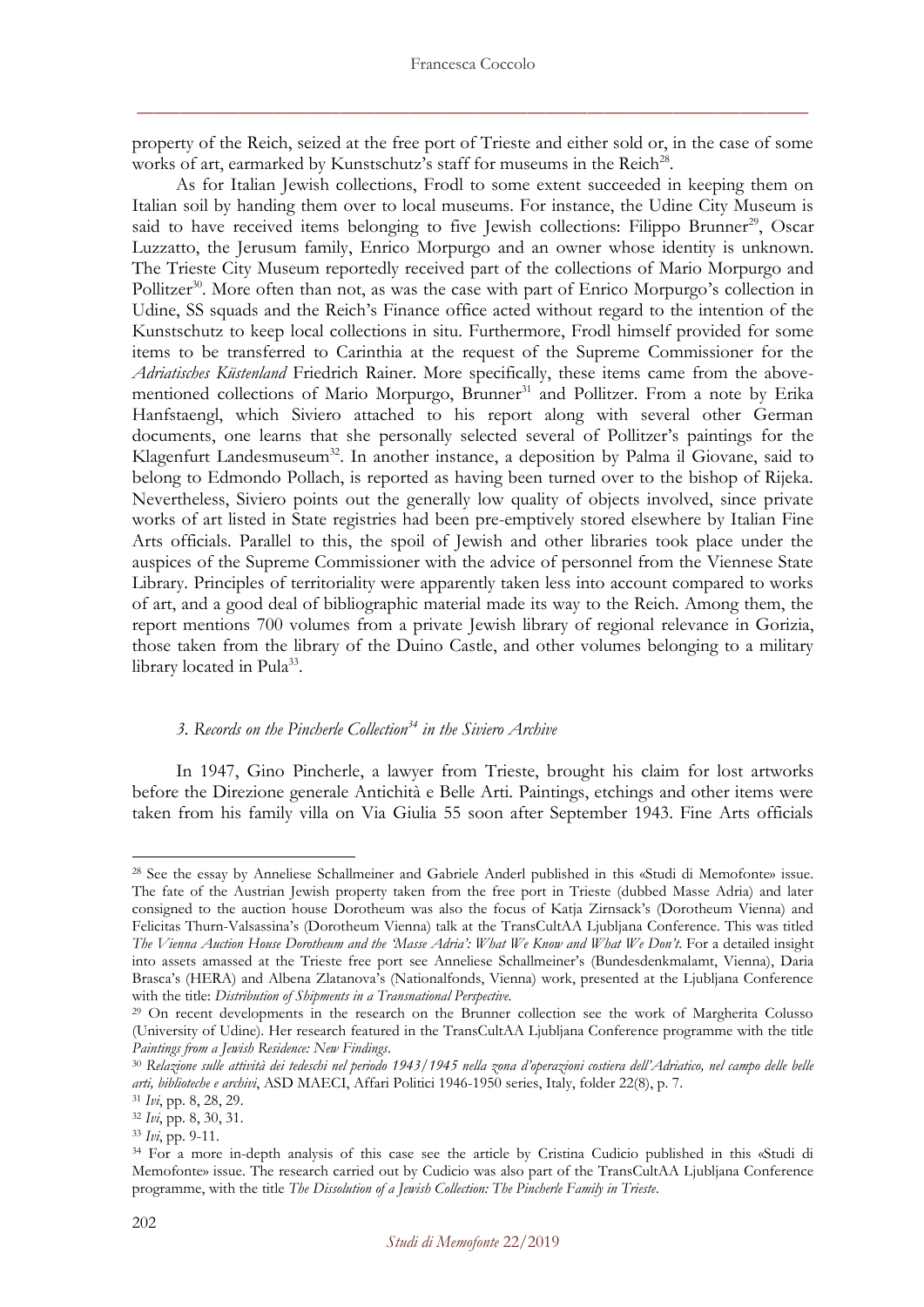property of the Reich, seized at the free port of Trieste and either sold or, in the case of some works of art, earmarked by Kunstschutz's staff for museums in the Reich[28].

As for Italian Jewish collections, Frodl to some extent succeeded in keeping them on Italian soil by handing them over to local museums. For instance, the Udine City Museum is said to have received items belonging to five Jewish collections: Filippo Brunner[29], Oscar Luzzatto, the Jerusum family, Enrico Morpurgo and an owner whose identity is unknown. The Trieste City Museum reportedly received part of the collections of Mario Morpurgo and Pollitzer[30]. More often than not, as was the case with part of Enrico Morpurgo's collection in Udine, SS squads and the Reich's Finance office acted without regard to the intention of the Kunstschutz to keep local collections in situ. Furthermore, Frodl himself provided for some items to be transferred to Carinthia at the request of the Supreme Commissioner for the *Adriatisches Küstenland* Friedrich Rainer. More specifically, these items came from the above-mentioned collections of Mario Morpurgo, Brunner[31] and Pollitzer. From a note by Erika Hanfstaengl, which Siviero attached to his report along with several other German documents, one learns that she personally selected several of Pollitzer's paintings for the Klagenfurt Landesmuseum[32]. In another instance, a deposition by Palma il Giovane, said to belong to Edmondo Pollach, is reported as having been turned over to the bishop of Rijeka. Nevertheless, Siviero points out the generally low quality of objects involved, since private works of art listed in State registries had been pre-emptively stored elsewhere by Italian Fine Arts officials. Parallel to this, the spoil of Jewish and other libraries took place under the auspices of the Supreme Commissioner with the advice of personnel from the Viennese State Library. Principles of territoriality were apparently taken less into account compared to works of art, and a good deal of bibliographic material made its way to the Reich. Among them, the report mentions 700 volumes from a private Jewish library of regional relevance in Gorizia, those taken from the library of the Duino Castle, and other volumes belonging to a military library located in Pula[33].

### *3. Records on the Pincherle Collection[34] in the Siviero Archive*

In 1947, Gino Pincherle, a lawyer from Trieste, brought his claim for lost artworks before the Direzione generale Antichità e Belle Arti. Paintings, etchings and other items were taken from his family villa on Via Giulia 55 soon after September 1943. Fine Arts officials

---

[28] See the essay by Anneliese Schallmeiner and Gabriele Anderl published in this «Studi di Memofonte» issue. The fate of the Austrian Jewish property taken from the free port in Trieste (dubbed Masse Adria) and later consigned to the auction house Dorotheum was also the focus of Katja Zirnsack's (Dorotheum Vienna) and Felicitas Thurn-Valsassina's (Dorotheum Vienna) talk at the TransCultAA Ljubljana Conference. This was titled *The Vienna Auction House Dorotheum and the 'Masse Adria': What We Know and What We Don't*. For a detailed insight into assets amassed at the Trieste free port see Anneliese Schallmeiner's (Bundesdenkmalamt, Vienna), Daria Brasca's (HERA) and Albena Zlatanova's (Nationalfonds, Vienna) work, presented at the Ljubljana Conference with the title: *Distribution of Shipments in a Transnational Perspective*.

[29] On recent developments in the research on the Brunner collection see the work of Margherita Colusso (University of Udine). Her research featured in the TransCultAA Ljubljana Conference programme with the title *Paintings from a Jewish Residence: New Findings*.

[30] *Relazione sulle attività dei tedeschi nel periodo 1943/1945 nella zona d'operazioni costiera dell'Adriatico, nel campo delle belle arti, biblioteche e archivi*, ASD MAECI, Affari Politici 1946-1950 series, Italy, folder 22(8), p. 7.

[31] *Ivi*, pp. 8, 28, 29.

[32] *Ivi*, pp. 8, 30, 31.

[33] *Ivi*, pp. 9-11.

[34] For a more in-depth analysis of this case see the article by Cristina Cudicio published in this «Studi di Memofonte» issue. The research carried out by Cudicio was also part of the TransCultAA Ljubljana Conference programme, with the title *The Dissolution of a Jewish Collection: The Pincherle Family in Trieste*.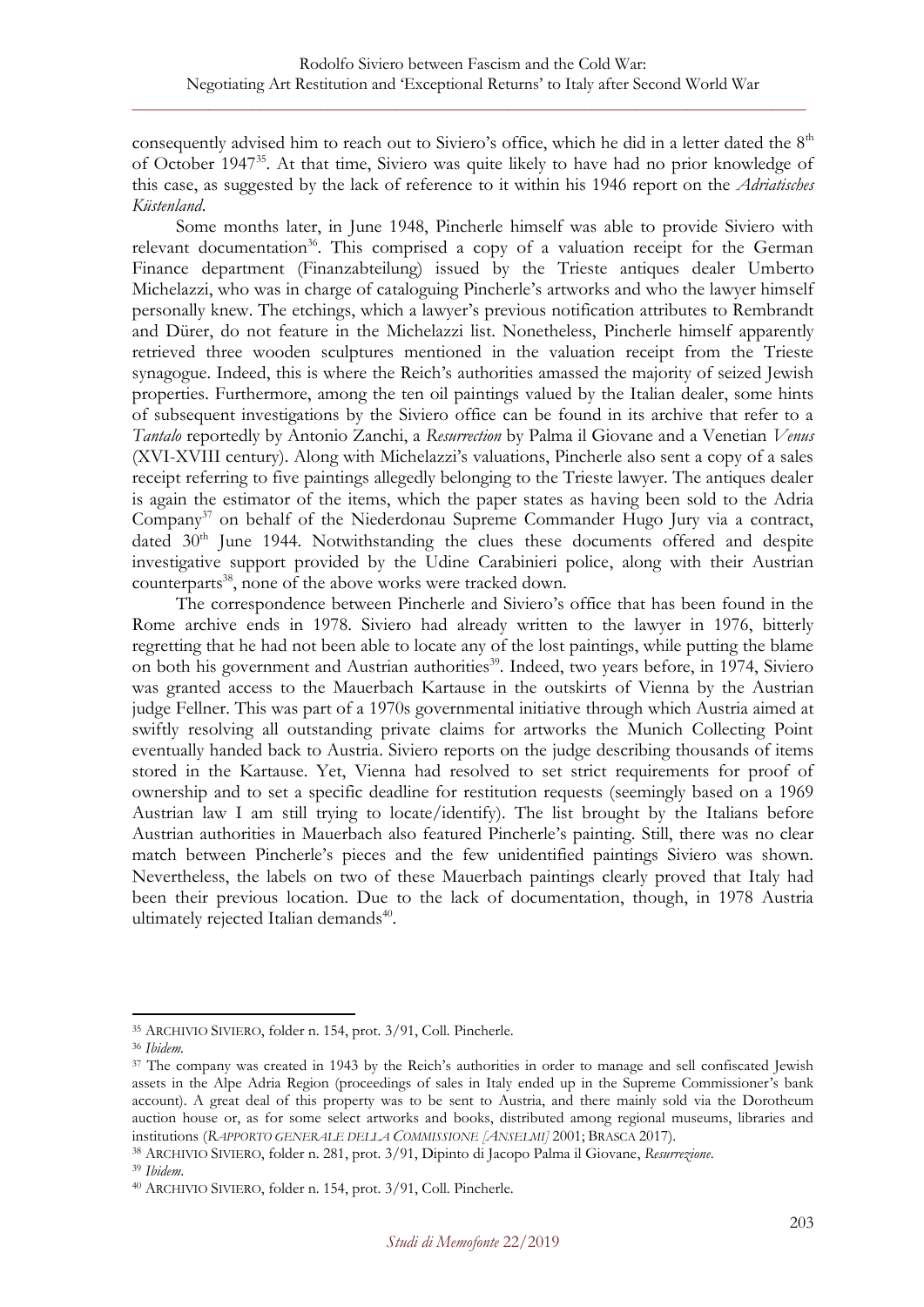consequently advised him to reach out to Siviero's office, which he did in a letter dated the 8th of October 1947[35]. At that time, Siviero was quite likely to have had no prior knowledge of this case, as suggested by the lack of reference to it within his 1946 report on the *Adriatisches Küstenland*.

Some months later, in June 1948, Pincherle himself was able to provide Siviero with relevant documentation[36]. This comprised a copy of a valuation receipt for the German Finance department (Finanzabteilung) issued by the Trieste antiques dealer Umberto Michelazzi, who was in charge of cataloguing Pincherle's artworks and who the lawyer himself personally knew. The etchings, which a lawyer's previous notification attributes to Rembrandt and Dürer, do not feature in the Michelazzi list. Nonetheless, Pincherle himself apparently retrieved three wooden sculptures mentioned in the valuation receipt from the Trieste synagogue. Indeed, this is where the Reich's authorities amassed the majority of seized Jewish properties. Furthermore, among the ten oil paintings valued by the Italian dealer, some hints of subsequent investigations by the Siviero office can be found in its archive that refer to a *Tantalo* reportedly by Antonio Zanchi, a *Resurrection* by Palma il Giovane and a Venetian *Venus* (XVI-XVIII century). Along with Michelazzi's valuations, Pincherle also sent a copy of a sales receipt referring to five paintings allegedly belonging to the Trieste lawyer. The antiques dealer is again the estimator of the items, which the paper states as having been sold to the Adria Company[37] on behalf of the Niederdonau Supreme Commander Hugo Jury via a contract, dated 30th June 1944. Notwithstanding the clues these documents offered and despite investigative support provided by the Udine Carabinieri police, along with their Austrian counterparts[38], none of the above works were tracked down.

The correspondence between Pincherle and Siviero's office that has been found in the Rome archive ends in 1978. Siviero had already written to the lawyer in 1976, bitterly regretting that he had not been able to locate any of the lost paintings, while putting the blame on both his government and Austrian authorities[39]. Indeed, two years before, in 1974, Siviero was granted access to the Mauerbach Kartause in the outskirts of Vienna by the Austrian judge Fellner. This was part of a 1970s governmental initiative through which Austria aimed at swiftly resolving all outstanding private claims for artworks the Munich Collecting Point eventually handed back to Austria. Siviero reports on the judge describing thousands of items stored in the Kartause. Yet, Vienna had resolved to set strict requirements for proof of ownership and to set a specific deadline for restitution requests (seemingly based on a 1969 Austrian law I am still trying to locate/identify). The list brought by the Italians before Austrian authorities in Mauerbach also featured Pincherle's painting. Still, there was no clear match between Pincherle's pieces and the few unidentified paintings Siviero was shown. Nevertheless, the labels on two of these Mauerbach paintings clearly proved that Italy had been their previous location. Due to the lack of documentation, though, in 1978 Austria ultimately rejected Italian demands[40].

---

[35] ARCHIVIO SIVIERO, folder n. 154, prot. 3/91, Coll. Pincherle.

[36] *Ibidem*.

[37] The company was created in 1943 by the Reich's authorities in order to manage and sell confiscated Jewish assets in the Alpe Adria Region (proceedings of sales in Italy ended up in the Supreme Commissioner's bank account). A great deal of this property was to be sent to Austria, and there mainly sold via the Dorotheum auction house or, as for some select artworks and books, distributed among regional museums, libraries and institutions (*RAPPORTO GENERALE DELLA COMMISSIONE [ANSELMI]* 2001; BRASCA 2017).

[38] ARCHIVIO SIVIERO, folder n. 281, prot. 3/91, Dipinto di Jacopo Palma il Giovane, *Resurrezione*.

[39] *Ibidem*.

[40] ARCHIVIO SIVIERO, folder n. 154, prot. 3/91, Coll. Pincherle.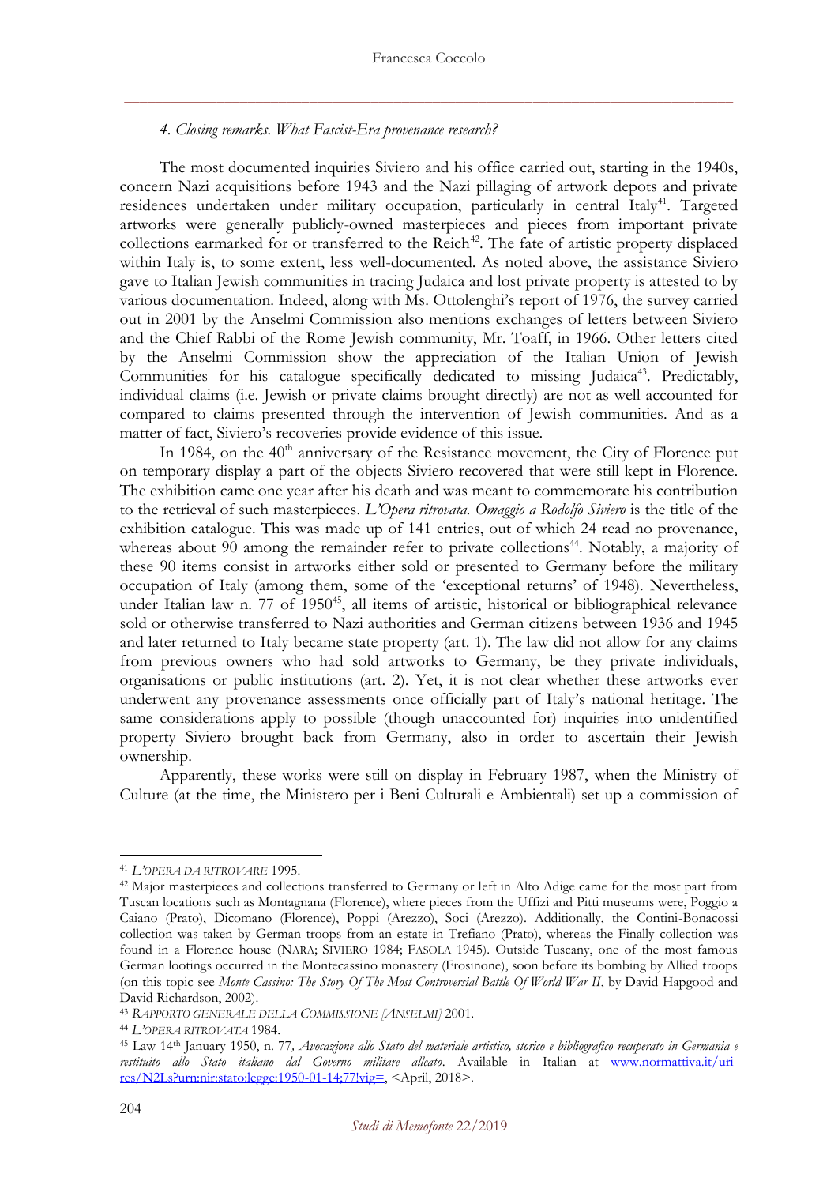*4. Closing remarks. What Fascist-Era provenance research?*

The most documented inquiries Siviero and his office carried out, starting in the 1940s, concern Nazi acquisitions before 1943 and the Nazi pillaging of artwork depots and private residences undertaken under military occupation, particularly in central Italy[41]. Targeted artworks were generally publicly-owned masterpieces and pieces from important private collections earmarked for or transferred to the Reich[42]. The fate of artistic property displaced within Italy is, to some extent, less well-documented. As noted above, the assistance Siviero gave to Italian Jewish communities in tracing Judaica and lost private property is attested to by various documentation. Indeed, along with Ms. Ottolenghi's report of 1976, the survey carried out in 2001 by the Anselmi Commission also mentions exchanges of letters between Siviero and the Chief Rabbi of the Rome Jewish community, Mr. Toaff, in 1966. Other letters cited by the Anselmi Commission show the appreciation of the Italian Union of Jewish Communities for his catalogue specifically dedicated to missing Judaica[43]. Predictably, individual claims (i.e. Jewish or private claims brought directly) are not as well accounted for compared to claims presented through the intervention of Jewish communities. And as a matter of fact, Siviero's recoveries provide evidence of this issue.

In 1984, on the 40th anniversary of the Resistance movement, the City of Florence put on temporary display a part of the objects Siviero recovered that were still kept in Florence. The exhibition came one year after his death and was meant to commemorate his contribution to the retrieval of such masterpieces. *L'Opera ritrovata. Omaggio a Rodolfo Siviero* is the title of the exhibition catalogue. This was made up of 141 entries, out of which 24 read no provenance, whereas about 90 among the remainder refer to private collections[44]. Notably, a majority of these 90 items consist in artworks either sold or presented to Germany before the military occupation of Italy (among them, some of the 'exceptional returns' of 1948). Nevertheless, under Italian law n. 77 of 1950[45], all items of artistic, historical or bibliographical relevance sold or otherwise transferred to Nazi authorities and German citizens between 1936 and 1945 and later returned to Italy became state property (art. 1). The law did not allow for any claims from previous owners who had sold artworks to Germany, be they private individuals, organisations or public institutions (art. 2). Yet, it is not clear whether these artworks ever underwent any provenance assessments once officially part of Italy's national heritage. The same considerations apply to possible (though unaccounted for) inquiries into unidentified property Siviero brought back from Germany, also in order to ascertain their Jewish ownership.

Apparently, these works were still on display in February 1987, when the Ministry of Culture (at the time, the Ministero per i Beni Culturali e Ambientali) set up a commission of

---

[41] L'OPERA DA RITROVARE 1995.

[42] Major masterpieces and collections transferred to Germany or left in Alto Adige came for the most part from Tuscan locations such as Montagnana (Florence), where pieces from the Uffizi and Pitti museums were, Poggio a Caiano (Prato), Dicomano (Florence), Poppi (Arezzo), Soci (Arezzo). Additionally, the Contini-Bonacossi collection was taken by German troops from an estate in Trefiano (Prato), whereas the Finally collection was found in a Florence house (NARA; SIVIERO 1984; FASOLA 1945). Outside Tuscany, one of the most famous German lootings occurred in the Montecassino monastery (Frosinone), soon before its bombing by Allied troops (on this topic see *Monte Cassino: The Story Of The Most Controversial Battle Of World War II*, by David Hapgood and David Richardson, 2002).

[43] RAPPORTO GENERALE DELLA COMMISSIONE [ANSELMI] 2001.

[44] L'OPERA RITROVATA 1984.

[45] Law 14th January 1950, n. 77, *Avocazione allo Stato del materiale artistico, storico e bibliografico recuperato in Germania e restituito allo Stato italiano dal Governo militare alleato*. Available in Italian at www.normattiva.it/uri-res/N2Ls?urn:nir:stato:legge:1950-01-14;77!vig=, <April, 2018>.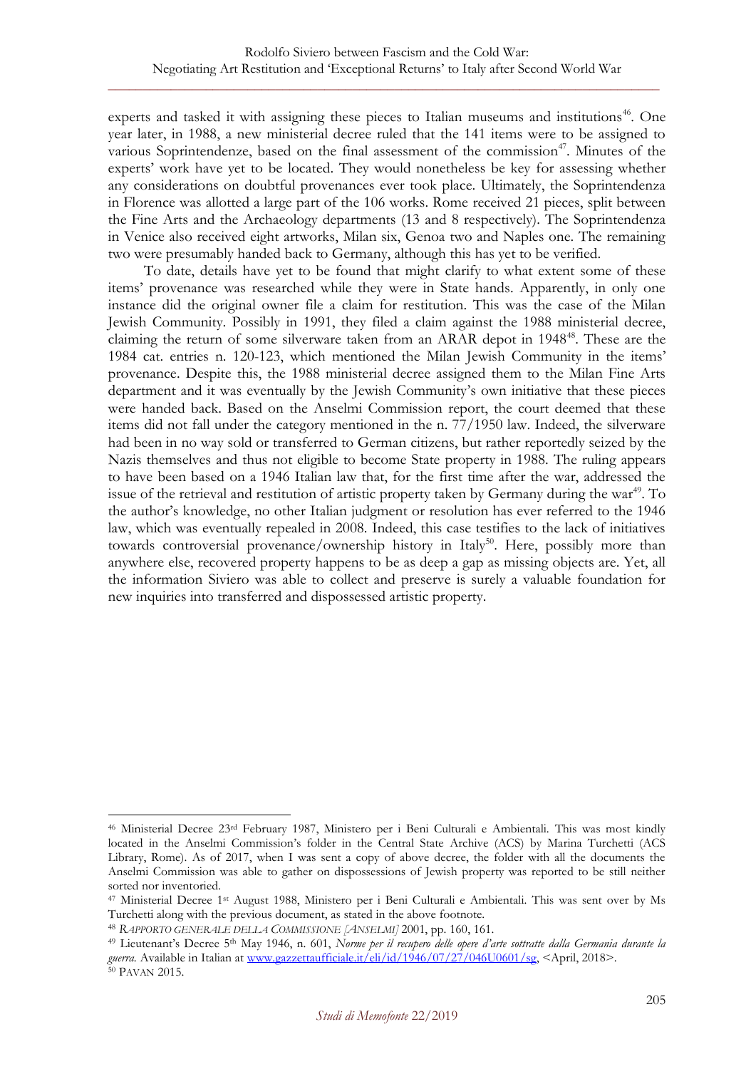experts and tasked it with assigning these pieces to Italian museums and institutions[46]. One year later, in 1988, a new ministerial decree ruled that the 141 items were to be assigned to various Soprintendenze, based on the final assessment of the commission[47]. Minutes of the experts' work have yet to be located. They would nonetheless be key for assessing whether any considerations on doubtful provenances ever took place. Ultimately, the Soprintendenza in Florence was allotted a large part of the 106 works. Rome received 21 pieces, split between the Fine Arts and the Archaeology departments (13 and 8 respectively). The Soprintendenza in Venice also received eight artworks, Milan six, Genoa two and Naples one. The remaining two were presumably handed back to Germany, although this has yet to be verified.

To date, details have yet to be found that might clarify to what extent some of these items' provenance was researched while they were in State hands. Apparently, in only one instance did the original owner file a claim for restitution. This was the case of the Milan Jewish Community. Possibly in 1991, they filed a claim against the 1988 ministerial decree, claiming the return of some silverware taken from an ARAR depot in 1948[48]. These are the 1984 cat. entries n. 120-123, which mentioned the Milan Jewish Community in the items' provenance. Despite this, the 1988 ministerial decree assigned them to the Milan Fine Arts department and it was eventually by the Jewish Community's own initiative that these pieces were handed back. Based on the Anselmi Commission report, the court deemed that these items did not fall under the category mentioned in the n. 77/1950 law. Indeed, the silverware had been in no way sold or transferred to German citizens, but rather reportedly seized by the Nazis themselves and thus not eligible to become State property in 1988. The ruling appears to have been based on a 1946 Italian law that, for the first time after the war, addressed the issue of the retrieval and restitution of artistic property taken by Germany during the war[49]. To the author's knowledge, no other Italian judgment or resolution has ever referred to the 1946 law, which was eventually repealed in 2008. Indeed, this case testifies to the lack of initiatives towards controversial provenance/ownership history in Italy[50]. Here, possibly more than anywhere else, recovered property happens to be as deep a gap as missing objects are. Yet, all the information Siviero was able to collect and preserve is surely a valuable foundation for new inquiries into transferred and dispossessed artistic property.

---

[46] Ministerial Decree 23rd February 1987, Ministero per i Beni Culturali e Ambientali. This was most kindly located in the Anselmi Commission's folder in the Central State Archive (ACS) by Marina Turchetti (ACS Library, Rome). As of 2017, when I was sent a copy of above decree, the folder with all the documents the Anselmi Commission was able to gather on dispossessions of Jewish property was reported to be still neither sorted nor inventoried.

[47] Ministerial Decree 1st August 1988, Ministero per i Beni Culturali e Ambientali. This was sent over by Ms Turchetti along with the previous document, as stated in the above footnote.

[48] *Rapporto generale della Commissione [Anselmi]* 2001, pp. 160, 161.

[49] Lieutenant's Decree 5th May 1946, n. 601, *Norme per il recupero delle opere d'arte sottratte dalla Germania durante la guerra*. Available in Italian at www.gazzettaufficiale.it/eli/id/1946/07/27/046U0601/sg, <April, 2018>.

[50] Pavan 2015.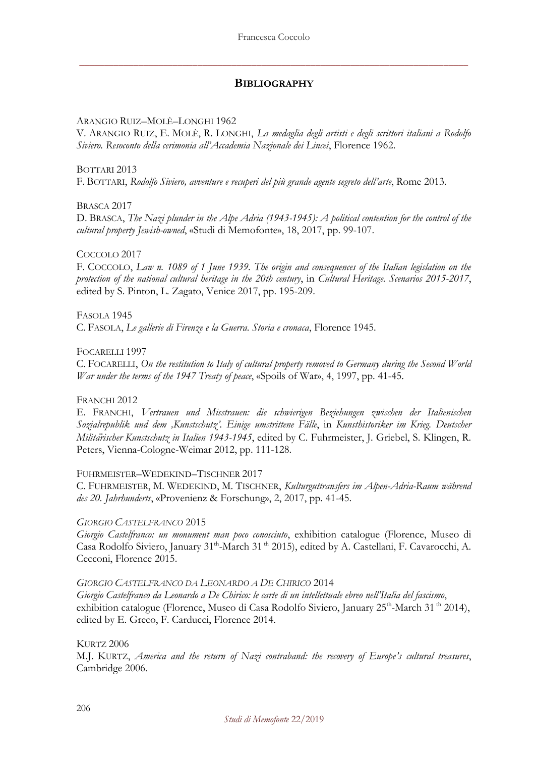## BIBLIOGRAPHY

ARANGIO RUIZ–MOLÈ–LONGHI 1962
V. ARANGIO RUIZ, E. MOLÈ, R. LONGHI, *La medaglia degli artisti e degli scrittori italiani a Rodolfo Siviero. Resoconto della cerimonia all'Accademia Nazionale dei Lincei*, Florence 1962.

BOTTARI 2013
F. BOTTARI, *Rodolfo Siviero, avventure e recuperi del più grande agente segreto dell'arte*, Rome 2013.

BRASCA 2017
D. BRASCA, *The Nazi plunder in the Alpe Adria (1943-1945): A political contention for the control of the cultural property Jewish-owned*, «Studi di Memofonte», 18, 2017, pp. 99-107.

COCCOLO 2017
F. COCCOLO, *Law n. 1089 of 1 June 1939. The origin and consequences of the Italian legislation on the protection of the national cultural heritage in the 20th century*, in *Cultural Heritage. Scenarios 2015-2017*, edited by S. Pinton, L. Zagato, Venice 2017, pp. 195-209.

FASOLA 1945
C. FASOLA, *Le gallerie di Firenze e la Guerra. Storia e cronaca*, Florence 1945.

FOCARELLI 1997
C. FOCARELLI, *On the restitution to Italy of cultural property removed to Germany during the Second World War under the terms of the 1947 Treaty of peace*, «Spoils of War», 4, 1997, pp. 41-45.

FRANCHI 2012
E. FRANCHI, *Vertrauen und Misstrauen: die schwierigen Beziehungen zwischen der Italienischen Sozialrepublik und dem 'Kunstschutz'. Einige umstrittene Fälle*, in *Kunsthistoriker im Krieg. Deutscher Militärischer Kunstschutz in Italien 1943-1945*, edited by C. Fuhrmeister, J. Griebel, S. Klingen, R. Peters, Vienna-Cologne-Weimar 2012, pp. 111-128.

FUHRMEISTER–WEDEKIND–TISCHNER 2017
C. FUHRMEISTER, M. WEDEKIND, M. TISCHNER, *Kulturguttransfers im Alpen-Adria-Raum während des 20. Jahrhunderts*, «Provenienz & Forschung», 2, 2017, pp. 41-45.

*GIORGIO CASTELFRANCO* 2015
*Giorgio Castelfranco: un monument man poco conosciuto*, exhibition catalogue (Florence, Museo di Casa Rodolfo Siviero, January 31th-March 31th 2015), edited by A. Castellani, F. Cavarocchi, A. Cecconi, Florence 2015.

*GIORGIO CASTELFRANCO DA LEONARDO A DE CHIRICO* 2014
*Giorgio Castelfranco da Leonardo a De Chirico: le carte di un intellettuale ebreo nell'Italia del fascismo*, exhibition catalogue (Florence, Museo di Casa Rodolfo Siviero, January 25th-March 31th 2014), edited by E. Greco, F. Carducci, Florence 2014.

KURTZ 2006
M.J. KURTZ, *America and the return of Nazi contraband: the recovery of Europe's cultural treasures*, Cambridge 2006.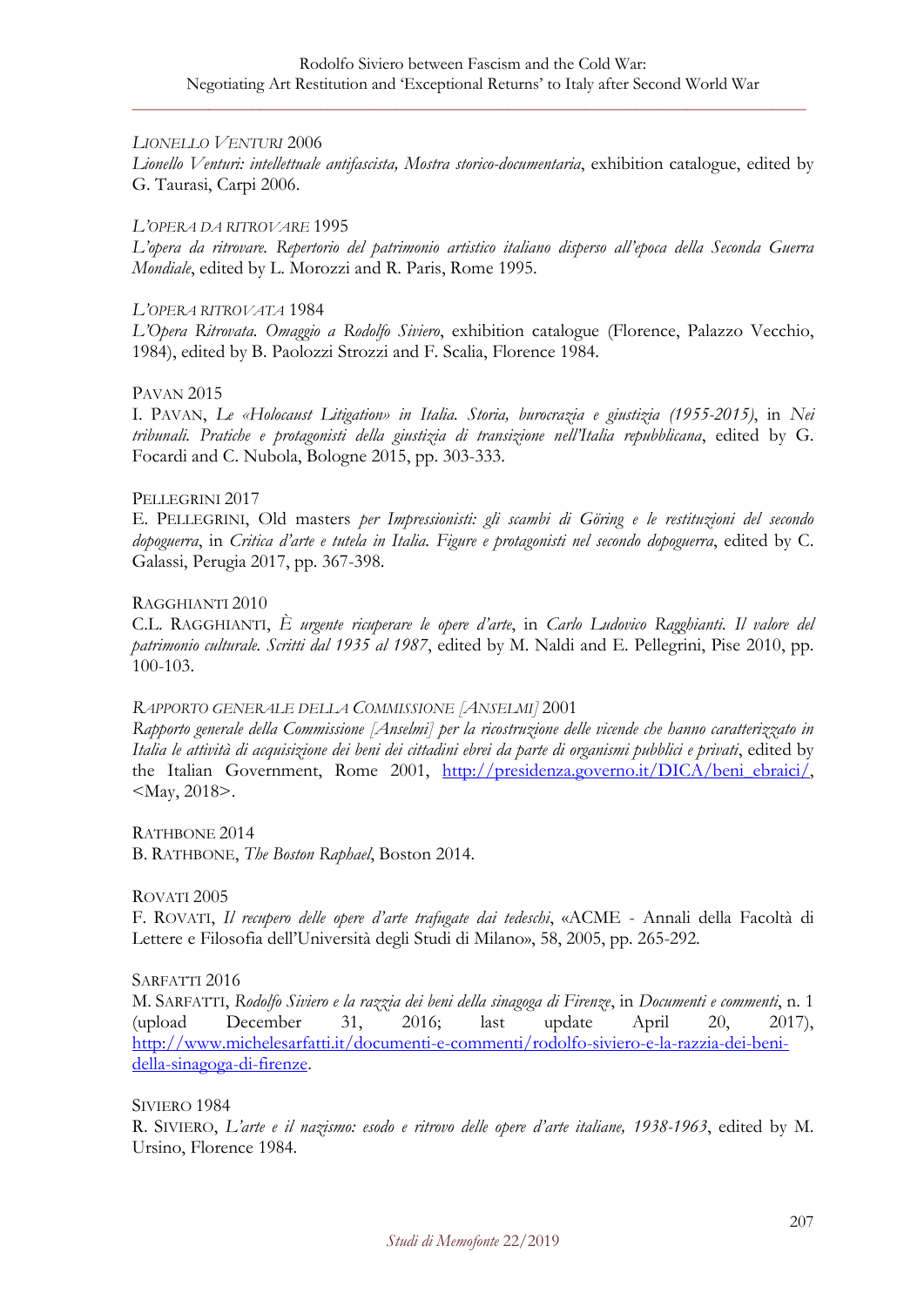LIONELLO VENTURI 2006

*Lionello Venturi: intellettuale antifascista, Mostra storico-documentaria*, exhibition catalogue, edited by G. Taurasi, Carpi 2006.

L'OPERA DA RITROVARE 1995

*L'opera da ritrovare. Repertorio del patrimonio artistico italiano disperso all'epoca della Seconda Guerra Mondiale*, edited by L. Morozzi and R. Paris, Rome 1995.

L'OPERA RITROVATA 1984

*L'Opera Ritrovata. Omaggio a Rodolfo Siviero*, exhibition catalogue (Florence, Palazzo Vecchio, 1984), edited by B. Paolozzi Strozzi and F. Scalia, Florence 1984.

PAVAN 2015

I. PAVAN, *Le «Holocaust Litigation» in Italia. Storia, burocrazia e giustizia (1955-2015)*, in *Nei tribunali. Pratiche e protagonisti della giustizia di transizione nell'Italia repubblicana*, edited by G. Focardi and C. Nubola, Bologne 2015, pp. 303-333.

PELLEGRINI 2017

E. PELLEGRINI, Old masters *per Impressionisti: gli scambi di Göring e le restituzioni del secondo dopoguerra*, in *Critica d'arte e tutela in Italia. Figure e protagonisti nel secondo dopoguerra*, edited by C. Galassi, Perugia 2017, pp. 367-398.

RAGGHIANTI 2010

C.L. RAGGHIANTI, *È urgente ricuperare le opere d'arte*, in *Carlo Ludovico Ragghianti. Il valore del patrimonio culturale. Scritti dal 1935 al 1987*, edited by M. Naldi and E. Pellegrini, Pise 2010, pp. 100-103.

RAPPORTO GENERALE DELLA COMMISSIONE [ANSELMI] 2001

*Rapporto generale della Commissione [Anselmi] per la ricostruzione delle vicende che hanno caratterizzato in Italia le attività di acquisizione dei beni dei cittadini ebrei da parte di organismi pubblici e privati*, edited by the Italian Government, Rome 2001, http://presidenza.governo.it/DICA/beni_ebraici/, <May, 2018>.

RATHBONE 2014

B. RATHBONE, *The Boston Raphael*, Boston 2014.

ROVATI 2005

F. ROVATI, *Il recupero delle opere d'arte trafugate dai tedeschi*, «ACME - Annali della Facoltà di Lettere e Filosofia dell'Università degli Studi di Milano», 58, 2005, pp. 265-292.

SARFATTI 2016

M. SARFATTI, *Rodolfo Siviero e la razzia dei beni della sinagoga di Firenze*, in *Documenti e commenti*, n. 1 (upload December 31, 2016; last update April 20, 2017), http://www.michelesarfatti.it/documenti-e-commenti/rodolfo-siviero-e-la-razzia-dei-beni-della-sinagoga-di-firenze.

SIVIERO 1984

R. SIVIERO, *L'arte e il nazismo: esodo e ritrovo delle opere d'arte italiane, 1938-1963*, edited by M. Ursino, Florence 1984.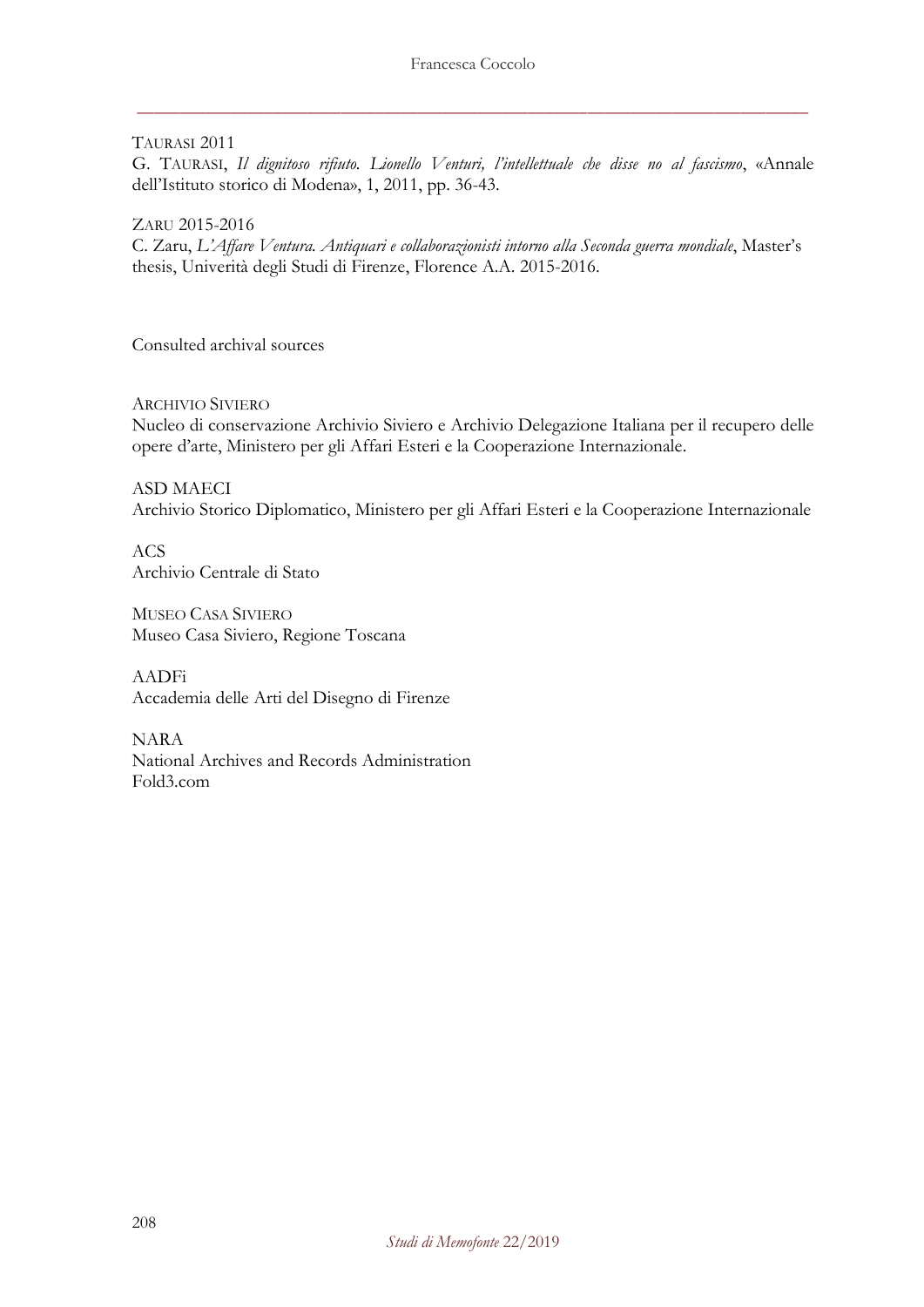TAURASI 2011

G. TAURASI, *Il dignitoso rifiuto. Lionello Venturi, l'intellettuale che disse no al fascismo*, «Annale dell'Istituto storico di Modena», 1, 2011, pp. 36-43.

ZARU 2015-2016

C. Zaru, *L'Affare Ventura. Antiquari e collaborazionisti intorno alla Seconda guerra mondiale*, Master's thesis, Univerità degli Studi di Firenze, Florence A.A. 2015-2016.

Consulted archival sources

ARCHIVIO SIVIERO

Nucleo di conservazione Archivio Siviero e Archivio Delegazione Italiana per il recupero delle opere d'arte, Ministero per gli Affari Esteri e la Cooperazione Internazionale.

ASD MAECI

Archivio Storico Diplomatico, Ministero per gli Affari Esteri e la Cooperazione Internazionale

ACS

Archivio Centrale di Stato

MUSEO CASA SIVIERO

Museo Casa Siviero, Regione Toscana

AADFi

Accademia delle Arti del Disegno di Firenze

NARA

National Archives and Records Administration

Fold3.com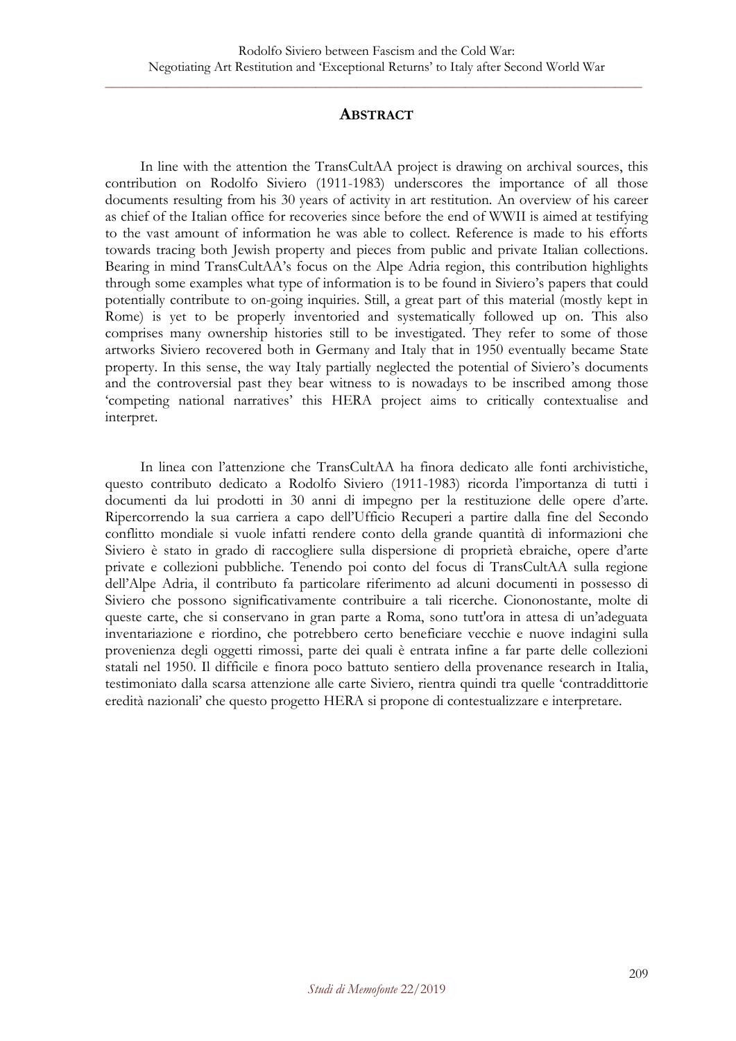## Abstract

In line with the attention the TransCultAA project is drawing on archival sources, this contribution on Rodolfo Siviero (1911-1983) underscores the importance of all those documents resulting from his 30 years of activity in art restitution. An overview of his career as chief of the Italian office for recoveries since before the end of WWII is aimed at testifying to the vast amount of information he was able to collect. Reference is made to his efforts towards tracing both Jewish property and pieces from public and private Italian collections. Bearing in mind TransCultAA's focus on the Alpe Adria region, this contribution highlights through some examples what type of information is to be found in Siviero's papers that could potentially contribute to on-going inquiries. Still, a great part of this material (mostly kept in Rome) is yet to be properly inventoried and systematically followed up on. This also comprises many ownership histories still to be investigated. They refer to some of those artworks Siviero recovered both in Germany and Italy that in 1950 eventually became State property. In this sense, the way Italy partially neglected the potential of Siviero's documents and the controversial past they bear witness to is nowadays to be inscribed among those 'competing national narratives' this HERA project aims to critically contextualise and interpret.

In linea con l'attenzione che TransCultAA ha finora dedicato alle fonti archivistiche, questo contributo dedicato a Rodolfo Siviero (1911-1983) ricorda l'importanza di tutti i documenti da lui prodotti in 30 anni di impegno per la restituzione delle opere d'arte. Ripercorrendo la sua carriera a capo dell'Ufficio Recuperi a partire dalla fine del Secondo conflitto mondiale si vuole infatti rendere conto della grande quantità di informazioni che Siviero è stato in grado di raccogliere sulla dispersione di proprietà ebraiche, opere d'arte private e collezioni pubbliche. Tenendo poi conto del focus di TransCultAA sulla regione dell'Alpe Adria, il contributo fa particolare riferimento ad alcuni documenti in possesso di Siviero che possono significativamente contribuire a tali ricerche. Ciononostante, molte di queste carte, che si conservano in gran parte a Roma, sono tutt'ora in attesa di un'adeguata inventariazione e riordino, che potrebbero certo beneficiare vecchie e nuove indagini sulla provenienza degli oggetti rimossi, parte dei quali è entrata infine a far parte delle collezioni statali nel 1950. Il difficile e finora poco battuto sentiero della provenance research in Italia, testimoniato dalla scarsa attenzione alle carte Siviero, rientra quindi tra quelle 'contraddittorie eredità nazionali' che questo progetto HERA si propone di contestualizzare e interpretare.